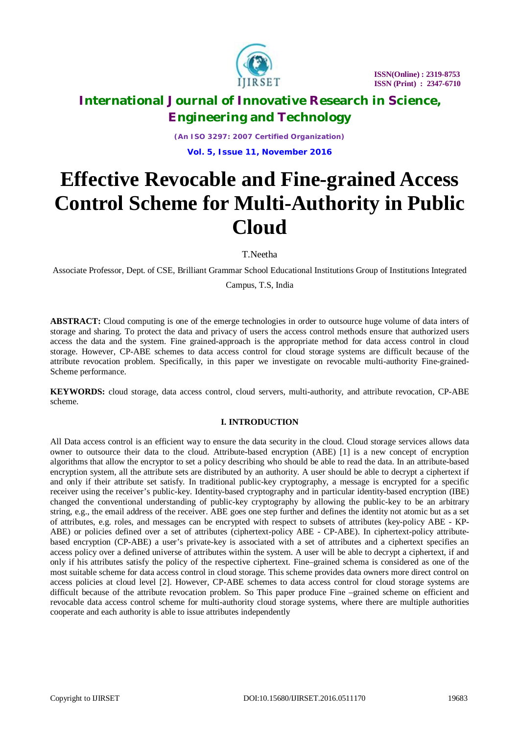# Effective Revocable and Fine-grained Access Control Scheme for Multi-Authority in Public Cloud

T.Neetha

Associate Professor, Dept. of CSE, Brilliant Grammar School Educational Institutions Group of Institutions Integrated Campus, T.S, India

**ABSTRACT:** Cloud computing is one of the emerge technologies in order to outsource huge volume of data inters of storage and sharing. To protect the data and privacy of users the access control methods ensure that authorized users access the data and the system. Fine grained-approach is the appropriate method for data access control in cloud storage. However, CP-ABE schemes to data access control for cloud storage systems are difficult because of the attribute revocation problem. Specifically, in this paper we investigate on revocable multi-authority Fine-grained-Scheme performance.

**KEYWORDS:** cloud storage, data access control, cloud servers, multi-authority, and attribute revocation, CP-ABE scheme.

## I. INTRODUCTION

All Data access control is an efficient way to ensure the data security in the cloud. Cloud storage services allows data owner to outsource their data to the cloud. Attribute-based encryption (ABE) [1] is a new concept of encryption algorithms that allow the encryptor to set a policy describing who should be able to read the data. In an attribute-based encryption system, all the attribute sets are distributed by an authority. A user should be able to decrypt a ciphertext if and only if their attribute set satisfy. In traditional public-key cryptography, a message is encrypted for a specific receiver using the receiver's public-key. Identity-based cryptography and in particular identity-based encryption (IBE) changed the conventional understanding of public-key cryptography by allowing the public-key to be an arbitrary string, e.g., the email address of the receiver. ABE goes one step further and defines the identity not atomic but as a set of attributes, e.g. roles, and messages can be encrypted with respect to subsets of attributes (key-policy ABE - KP-ABE) or policies defined over a set of attributes (ciphertext-policy ABE - CP-ABE). In ciphertext-policy attribute-based encryption (CP-ABE) a user's private-key is associated with a set of attributes and a ciphertext specifies an access policy over a defined universe of attributes within the system. A user will be able to decrypt a ciphertext, if and only if his attributes satisfy the policy of the respective ciphertext. Fine–grained schema is considered as one of the most suitable scheme for data access control in cloud storage. This scheme provides data owners more direct control on access policies at cloud level [2]. However, CP-ABE schemes to data access control for cloud storage systems are difficult because of the attribute revocation problem. So This paper produce Fine –grained scheme on efficient and revocable data access control scheme for multi-authority cloud storage systems, where there are multiple authorities cooperate and each authority is able to issue attributes independently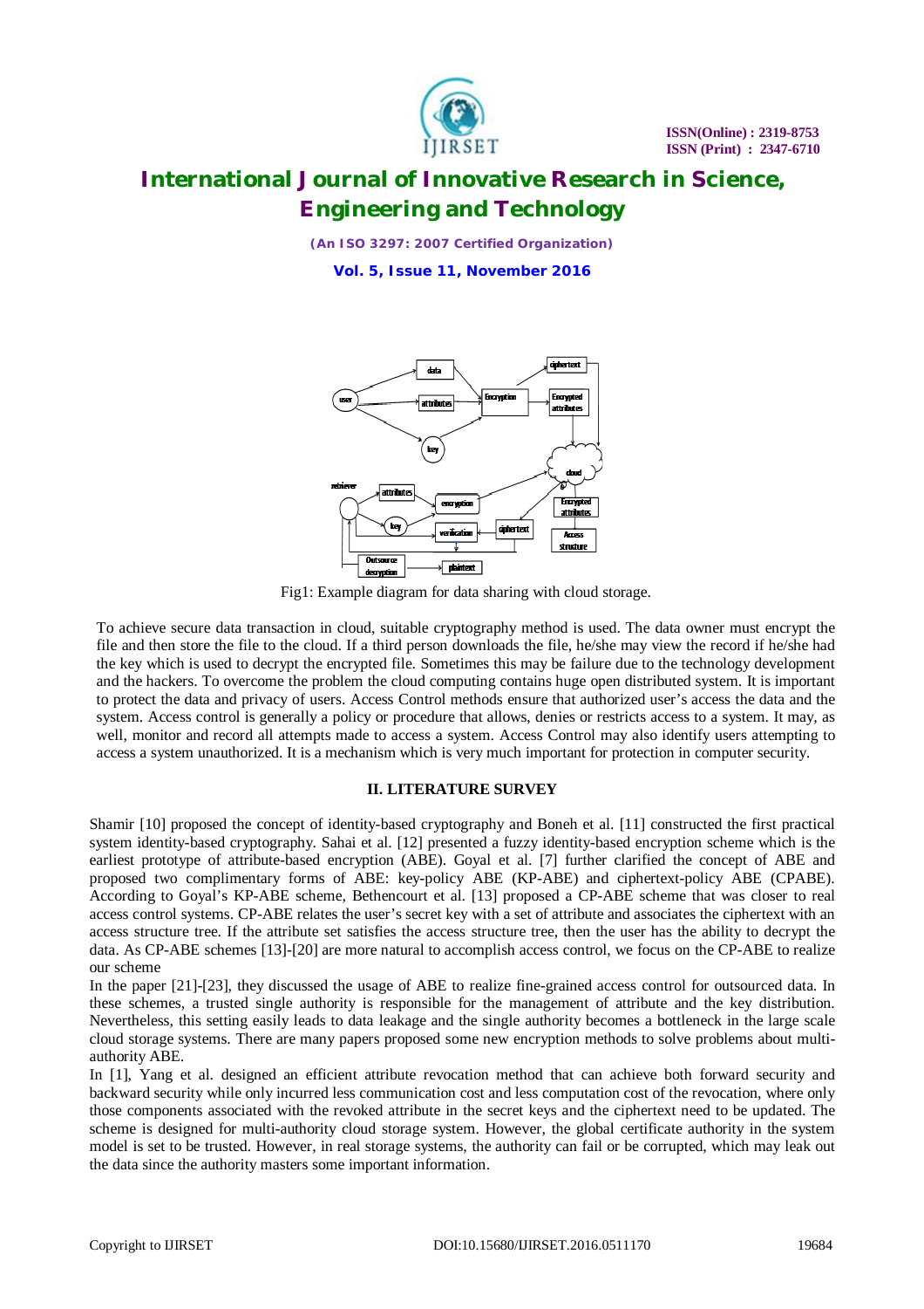Fig1: Example diagram for data sharing with cloud storage.

To achieve secure data transaction in cloud, suitable cryptography method is used. The data owner must encrypt the file and then store the file to the cloud. If a third person downloads the file, he/she may view the record if he/she had the key which is used to decrypt the encrypted file. Sometimes this may be failure due to the technology development and the hackers. To overcome the problem the cloud computing contains huge open distributed system. It is important to protect the data and privacy of users. Access Control methods ensure that authorized user's access the data and the system. Access control is generally a policy or procedure that allows, denies or restricts access to a system. It may, as well, monitor and record all attempts made to access a system. Access Control may also identify users attempting to access a system unauthorized. It is a mechanism which is very much important for protection in computer security.

## II. LITERATURE SURVEY

Shamir [10] proposed the concept of identity-based cryptography and Boneh et al. [11] constructed the first practical system identity-based cryptography. Sahai et al. [12] presented a fuzzy identity-based encryption scheme which is the earliest prototype of attribute-based encryption (ABE). Goyal et al. [7] further clarified the concept of ABE and proposed two complimentary forms of ABE: key-policy ABE (KP-ABE) and ciphertext-policy ABE (CPABE). According to Goyal's KP-ABE scheme, Bethencourt et al. [13] proposed a CP-ABE scheme that was closer to real access control systems. CP-ABE relates the user's secret key with a set of attribute and associates the ciphertext with an access structure tree. If the attribute set satisfies the access structure tree, then the user has the ability to decrypt the data. As CP-ABE schemes [13]-[20] are more natural to accomplish access control, we focus on the CP-ABE to realize our scheme

In the paper [21]-[23], they discussed the usage of ABE to realize fine-grained access control for outsourced data. In these schemes, a trusted single authority is responsible for the management of attribute and the key distribution. Nevertheless, this setting easily leads to data leakage and the single authority becomes a bottleneck in the large scale cloud storage systems. There are many papers proposed some new encryption methods to solve problems about multi-authority ABE.

In [1], Yang et al. designed an efficient attribute revocation method that can achieve both forward security and backward security while only incurred less communication cost and less computation cost of the revocation, where only those components associated with the revoked attribute in the secret keys and the ciphertext need to be updated. The scheme is designed for multi-authority cloud storage system. However, the global certificate authority in the system model is set to be trusted. However, in real storage systems, the authority can fail or be corrupted, which may leak out the data since the authority masters some important information.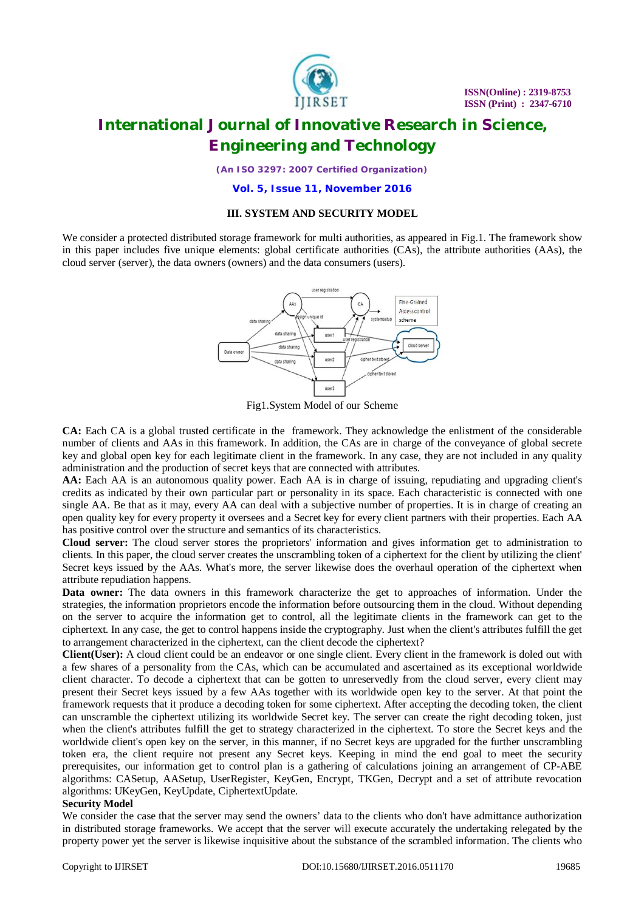### III. SYSTEM AND SECURITY MODEL

We consider a protected distributed storage framework for multi authorities, as appeared in Fig.1. The framework show in this paper includes five unique elements: global certificate authorities (CAs), the attribute authorities (AAs), the cloud server (server), the data owners (owners) and the data consumers (users).

Fig1.System Model of our Scheme

**CA:** Each CA is a global trusted certificate in the framework. They acknowledge the enlistment of the considerable number of clients and AAs in this framework. In addition, the CAs are in charge of the conveyance of global secrete key and global open key for each legitimate client in the framework. In any case, they are not included in any quality administration and the production of secret keys that are connected with attributes.

**AA:** Each AA is an autonomous quality power. Each AA is in charge of issuing, repudiating and upgrading client's credits as indicated by their own particular part or personality in its space. Each characteristic is connected with one single AA. Be that as it may, every AA can deal with a subjective number of properties. It is in charge of creating an open quality key for every property it oversees and a Secret key for every client partners with their properties. Each AA has positive control over the structure and semantics of its characteristics.

**Cloud server:** The cloud server stores the proprietors' information and gives information get to administration to clients. In this paper, the cloud server creates the unscrambling token of a ciphertext for the client by utilizing the client' Secret keys issued by the AAs. What's more, the server likewise does the overhaul operation of the ciphertext when attribute repudiation happens.

**Data owner:** The data owners in this framework characterize the get to approaches of information. Under the strategies, the information proprietors encode the information before outsourcing them in the cloud. Without depending on the server to acquire the information get to control, all the legitimate clients in the framework can get to the ciphertext. In any case, the get to control happens inside the cryptography. Just when the client's attributes fulfill the get to arrangement characterized in the ciphertext, can the client decode the ciphertext?

**Client(User):** A cloud client could be an endeavor or one single client. Every client in the framework is doled out with a few shares of a personality from the CAs, which can be accumulated and ascertained as its exceptional worldwide client character. To decode a ciphertext that can be gotten to unreservedly from the cloud server, every client may present their Secret keys issued by a few AAs together with its worldwide open key to the server. At that point the framework requests that it produce a decoding token for some ciphertext. After accepting the decoding token, the client can unscramble the ciphertext utilizing its worldwide Secret key. The server can create the right decoding token, just when the client's attributes fulfill the get to strategy characterized in the ciphertext. To store the Secret keys and the worldwide client's open key on the server, in this manner, if no Secret keys are upgraded for the further unscrambling token era, the client require not present any Secret keys. Keeping in mind the end goal to meet the security prerequisites, our information get to control plan is a gathering of calculations joining an arrangement of CP-ABE algorithms: CASetup, AASetup, UserRegister, KeyGen, Encrypt, TKGen, Decrypt and a set of attribute revocation algorithms: UKeyGen, KeyUpdate, CiphertextUpdate.

**Security Model**

We consider the case that the server may send the owners' data to the clients who don't have admittance authorization in distributed storage frameworks. We accept that the server will execute accurately the undertaking relegated by the property power yet the server is likewise inquisitive about the substance of the scrambled information. The clients who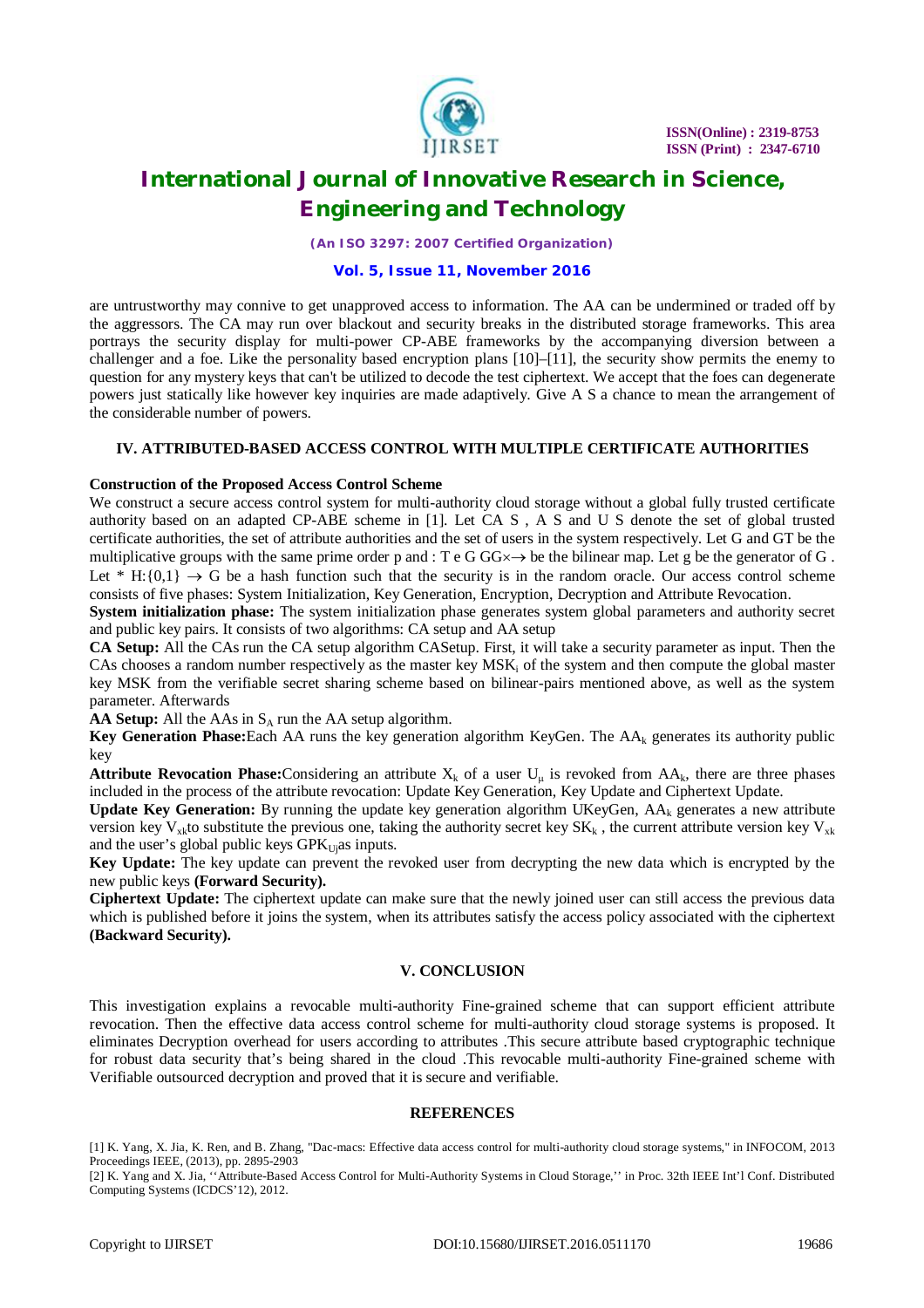are untrustworthy may connive to get unapproved access to information. The AA can be undermined or traded off by the aggressors. The CA may run over blackout and security breaks in the distributed storage frameworks. This area portrays the security display for multi-power CP-ABE frameworks by the accompanying diversion between a challenger and a foe. Like the personality based encryption plans [10]–[11], the security show permits the enemy to question for any mystery keys that can't be utilized to decode the test ciphertext. We accept that the foes can degenerate powers just statically like however key inquiries are made adaptively. Give A S a chance to mean the arrangement of the considerable number of powers.

## IV. ATTRIBUTED-BASED ACCESS CONTROL WITH MULTIPLE CERTIFICATE AUTHORITIES

### Construction of the Proposed Access Control Scheme

We construct a secure access control system for multi-authority cloud storage without a global fully trusted certificate authority based on an adapted CP-ABE scheme in [1]. Let CA S , A S and U S denote the set of global trusted certificate authorities, the set of attribute authorities and the set of users in the system respectively. Let G and GT be the multiplicative groups with the same prime order p and : T e G GG×→ be the bilinear map. Let g be the generator of G . Let * H:{0,1} → G be a hash function such that the security is in the random oracle. Our access control scheme consists of five phases: System Initialization, Key Generation, Encryption, Decryption and Attribute Revocation.

**System initialization phase:** The system initialization phase generates system global parameters and authority secret and public key pairs. It consists of two algorithms: CA setup and AA setup

**CA Setup:** All the CAs run the CA setup algorithm CASetup. First, it will take a security parameter as input. Then the CAs chooses a random number respectively as the master key $MSK_i$ of the system and then compute the global master key MSK from the verifiable secret sharing scheme based on bilinear-pairs mentioned above, as well as the system parameter. Afterwards

**AA Setup:** All the AAs in $S_A$ run the AA setup algorithm.

**Key Generation Phase:**Each AA runs the key generation algorithm KeyGen. The $AA_k$ generates its authority public key

**Attribute Revocation Phase:**Considering an attribute $X_k$ of a user $U_\mu$ is revoked from $AA_k$, there are three phases included in the process of the attribute revocation: Update Key Generation, Key Update and Ciphertext Update.

**Update Key Generation:** By running the update key generation algorithm UKeyGen, $AA_k$ generates a new attribute version key $V_{xk}$to substitute the previous one, taking the authority secret key $SK_k$ , the current attribute version key $V_{xk}$ and the user's global public keys $GPK_{Uj}$as inputs.

**Key Update:** The key update can prevent the revoked user from decrypting the new data which is encrypted by the new public keys **(Forward Security).**

**Ciphertext Update:** The ciphertext update can make sure that the newly joined user can still access the previous data which is published before it joins the system, when its attributes satisfy the access policy associated with the ciphertext **(Backward Security).**

## V. CONCLUSION

This investigation explains a revocable multi-authority Fine-grained scheme that can support efficient attribute revocation. Then the effective data access control scheme for multi-authority cloud storage systems is proposed. It eliminates Decryption overhead for users according to attributes .This secure attribute based cryptographic technique for robust data security that's being shared in the cloud .This revocable multi-authority Fine-grained scheme with Verifiable outsourced decryption and proved that it is secure and verifiable.

## REFERENCES

[1] K. Yang, X. Jia, K. Ren, and B. Zhang, "Dac-macs: Effective data access control for multi-authority cloud storage systems," in INFOCOM, 2013 Proceedings IEEE, (2013), pp. 2895-2903

[2] K. Yang and X. Jia, ''Attribute-Based Access Control for Multi-Authority Systems in Cloud Storage,'' in Proc. 32th IEEE Int'l Conf. Distributed Computing Systems (ICDCS'12), 2012.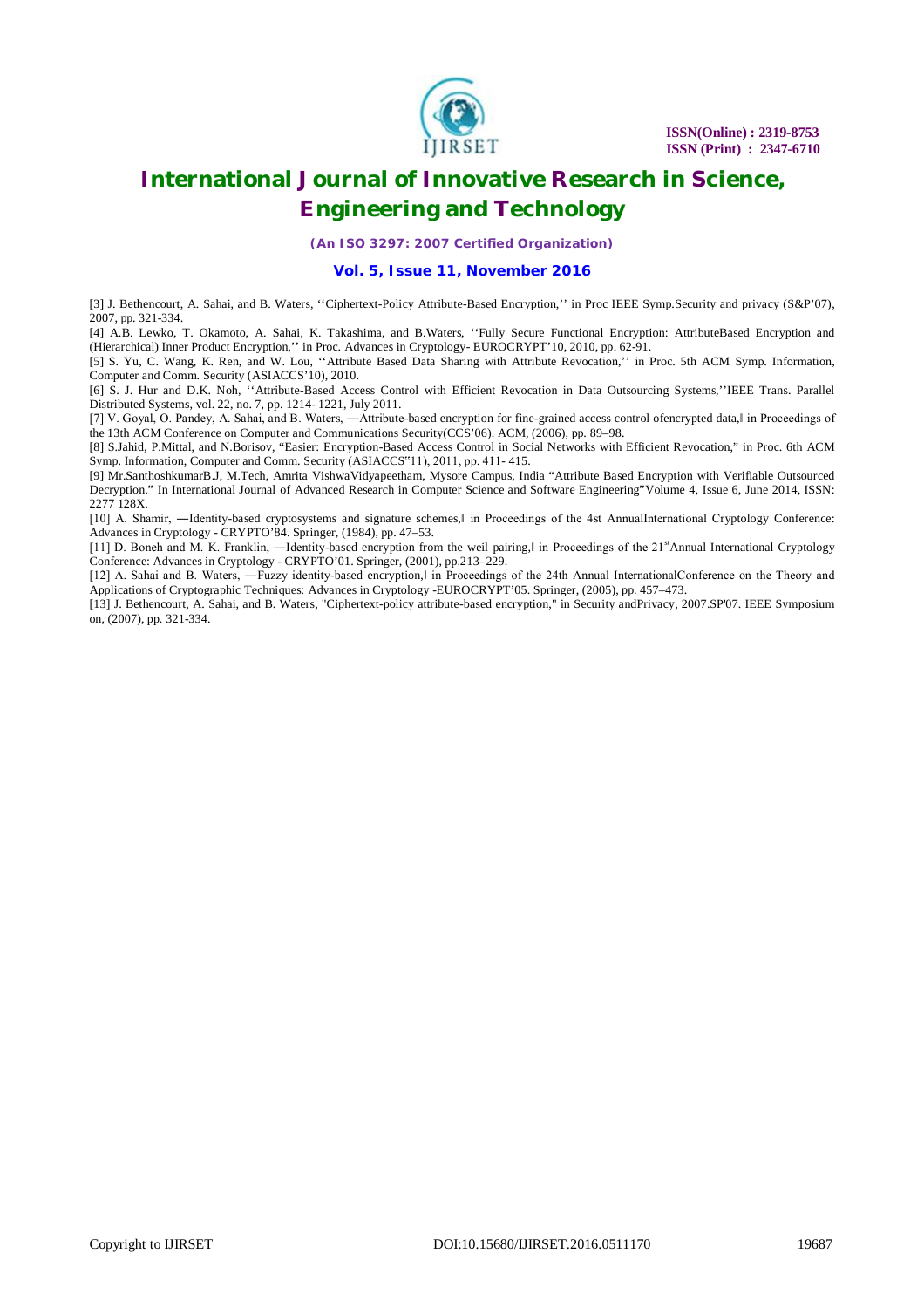[3] J. Bethencourt, A. Sahai, and B. Waters, ''Ciphertext-Policy Attribute-Based Encryption,'' in Proc IEEE Symp.Security and privacy (S&P'07), 2007, pp. 321-334.

[4] A.B. Lewko, T. Okamoto, A. Sahai, K. Takashima, and B.Waters, ''Fully Secure Functional Encryption: AttributeBased Encryption and (Hierarchical) Inner Product Encryption,'' in Proc. Advances in Cryptology- EUROCRYPT'10, 2010, pp. 62-91.

[5] S. Yu, C. Wang, K. Ren, and W. Lou, ''Attribute Based Data Sharing with Attribute Revocation,'' in Proc. 5th ACM Symp. Information, Computer and Comm. Security (ASIACCS'10), 2010.

[6] S. J. Hur and D.K. Noh, ''Attribute-Based Access Control with Efficient Revocation in Data Outsourcing Systems,''IEEE Trans. Parallel Distributed Systems, vol. 22, no. 7, pp. 1214- 1221, July 2011.

[7] V. Goyal, O. Pandey, A. Sahai, and B. Waters, ―Attribute-based encryption for fine-grained access control ofencrypted data,‖ in Proceedings of the 13th ACM Conference on Computer and Communications Security(CCS'06). ACM, (2006), pp. 89–98.

[8] S.Jahid, P.Mittal, and N.Borisov, "Easier: Encryption-Based Access Control in Social Networks with Efficient Revocation," in Proc. 6th ACM Symp. Information, Computer and Comm. Security (ASIACCS"11), 2011, pp. 411- 415.

[9] Mr.SanthoshkumarB.J, M.Tech, Amrita VishwaVidyapeetham, Mysore Campus, India "Attribute Based Encryption with Verifiable Outsourced Decryption." In International Journal of Advanced Research in Computer Science and Software Engineering"Volume 4, Issue 6, June 2014, ISSN: 2277 128X.

[10] A. Shamir, ―Identity-based cryptosystems and signature schemes,‖ in Proceedings of the 4st AnnualInternational Cryptology Conference: Advances in Cryptology - CRYPTO'84. Springer, (1984), pp. 47–53.

[11] D. Boneh and M. K. Franklin, ―Identity-based encryption from the weil pairing,‖ in Proceedings of the 21stAnnual International Cryptology Conference: Advances in Cryptology - CRYPTO'01. Springer, (2001), pp.213–229.

[12] A. Sahai and B. Waters, ―Fuzzy identity-based encryption,‖ in Proceedings of the 24th Annual InternationalConference on the Theory and Applications of Cryptographic Techniques: Advances in Cryptology -EUROCRYPT'05. Springer, (2005), pp. 457–473.

[13] J. Bethencourt, A. Sahai, and B. Waters, "Ciphertext-policy attribute-based encryption," in Security andPrivacy, 2007.SP'07. IEEE Symposium on, (2007), pp. 321-334.